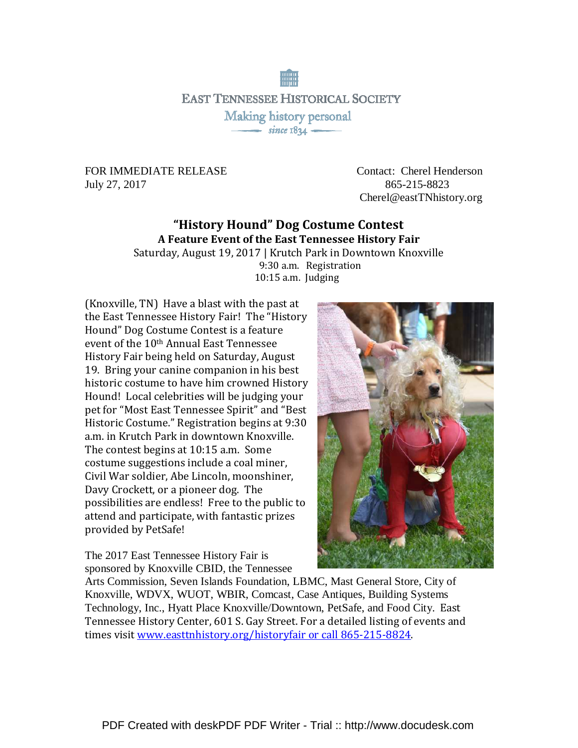EAST TENNESSEE HISTORICAL SOCIETY

Making history personal

since 1834

FOR IMMEDIATE RELEASE
July 27, 2017

Contact: Cherel Henderson
865-215-8823
Cherel@eastTNhistory.org

# "History Hound" Dog Costume Contest

## A Feature Event of the East Tennessee History Fair

Saturday, August 19, 2017 | Krutch Park in Downtown Knoxville
9:30 a.m. Registration
10:15 a.m. Judging

(Knoxville, TN) Have a blast with the past at the East Tennessee History Fair! The "History Hound" Dog Costume Contest is a feature event of the 10th Annual East Tennessee History Fair being held on Saturday, August 19. Bring your canine companion in his best historic costume to have him crowned History Hound! Local celebrities will be judging your pet for "Most East Tennessee Spirit" and "Best Historic Costume." Registration begins at 9:30 a.m. in Krutch Park in downtown Knoxville. The contest begins at 10:15 a.m. Some costume suggestions include a coal miner, Civil War soldier, Abe Lincoln, moonshiner, Davy Crockett, or a pioneer dog. The possibilities are endless! Free to the public to attend and participate, with fantastic prizes provided by PetSafe!

The 2017 East Tennessee History Fair is sponsored by Knoxville CBID, the Tennessee Arts Commission, Seven Islands Foundation, LBMC, Mast General Store, City of Knoxville, WDVX, WUOT, WBIR, Comcast, Case Antiques, Building Systems Technology, Inc., Hyatt Place Knoxville/Downtown, PetSafe, and Food City. East Tennessee History Center, 601 S. Gay Street. For a detailed listing of events and times visit www.easttnhistory.org/historyfair or call 865-215-8824.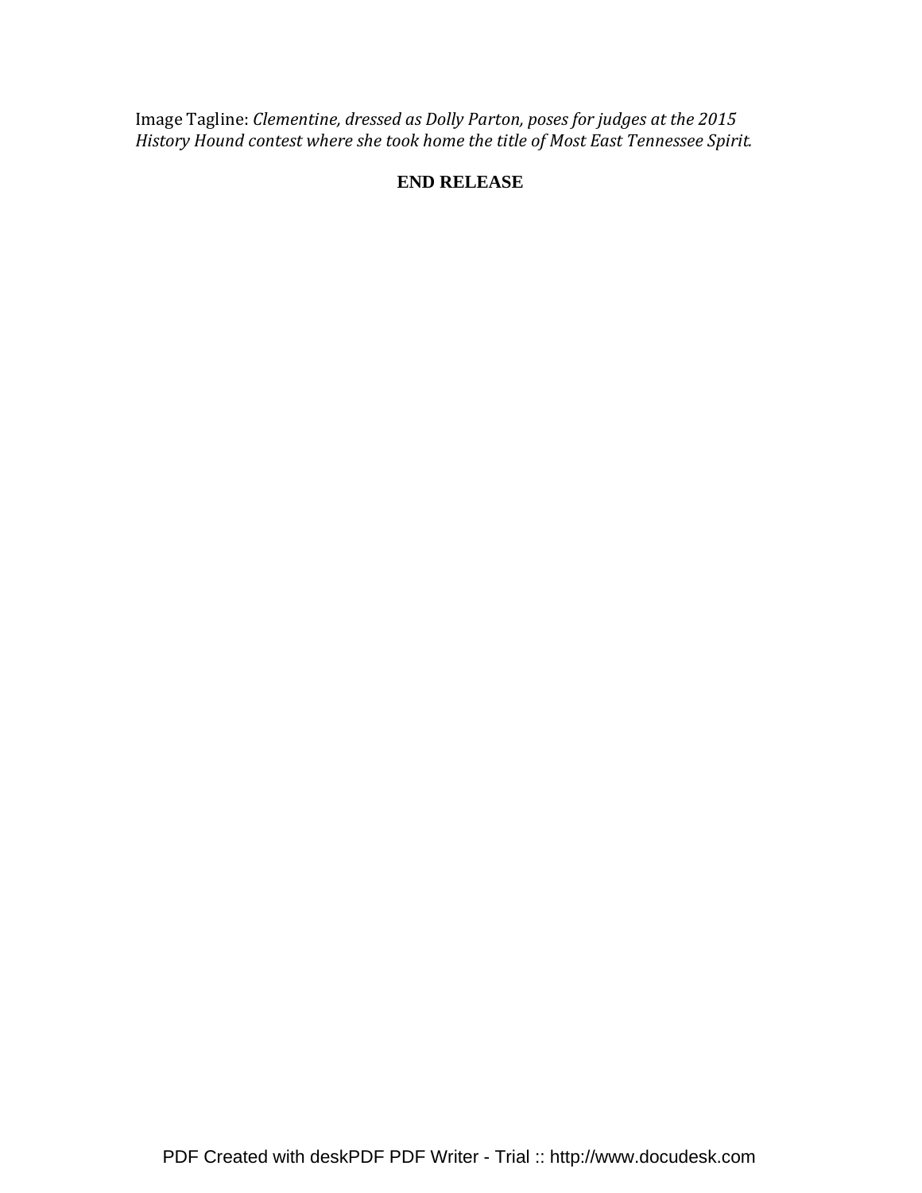Image Tagline: *Clementine, dressed as Dolly Parton, poses for judges at the 2015 History Hound contest where she took home the title of Most East Tennessee Spirit.*

**END RELEASE**

PDF Created with deskPDF PDF Writer - Trial :: http://www.docudesk.com